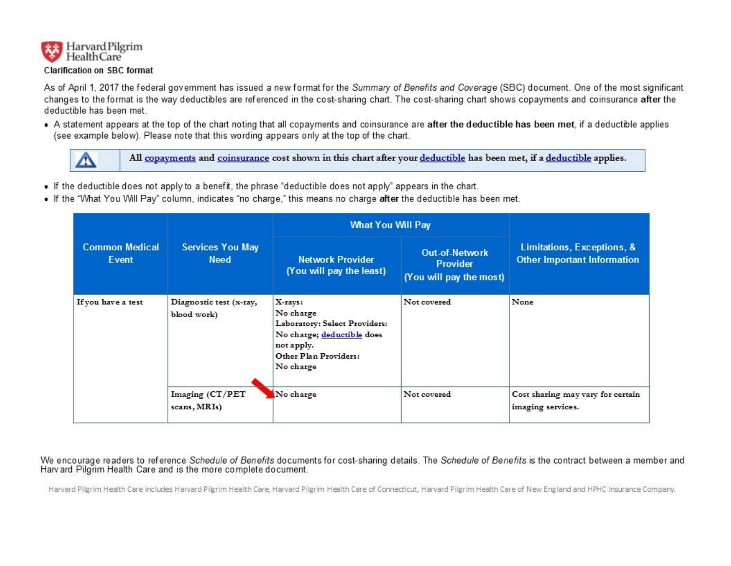Harvard Pilgrim Health Care

**Clarification on SBC format**

As of April 1, 2017 the federal government has issued a new format for the *Summary of Benefits and Coverage* (SBC) document. One of the most significant changes to the format is the way deductibles are referenced in the cost-sharing chart. The cost-sharing chart shows copayments and coinsurance **after** the deductible has been met.

- A statement appears at the top of the chart noting that all copayments and coinsurance are **after the deductible has been met**, if a deductible applies (see example below). Please note that this wording appears only at the top of the chart.

> ⚠ **All copayments and coinsurance cost shown in this chart after your deductible has been met, if a deductible applies.**

- If the deductible does not apply to a benefit, the phrase "deductible does not apply" appears in the chart.
- If the "What You Will Pay" column, indicates "no charge," this means no charge **after** the deductible has been met.

| Common Medical Event | Services You May Need | What You Will Pay | | Limitations, Exceptions, & Other Important Information |
|---|---|---|---|---|
| | | Network Provider (You will pay the least) | Out-of-Network Provider (You will pay the most) | |
| If you have a test | Diagnostic test (x-ray, blood work) | X-rays: No charge Laboratory: Select Providers: No charge; deductible does not apply. Other Plan Providers: No charge | Not covered | None |
| | Imaging (CT/PET scans, MRIs) | No charge | Not covered | Cost sharing may vary for certain imaging services. |

We encourage readers to reference *Schedule of Benefits* documents for cost-sharing details. The *Schedule of Benefits* is the contract between a member and Harvard Pilgrim Health Care and is the more complete document.

Harvard Pilgrim Health Care includes Harvard Pilgrim Health Care, Harvard Pilgrim Health Care of Connecticut, Harvard Pilgrim Health Care of New England and HPHC Insurance Company.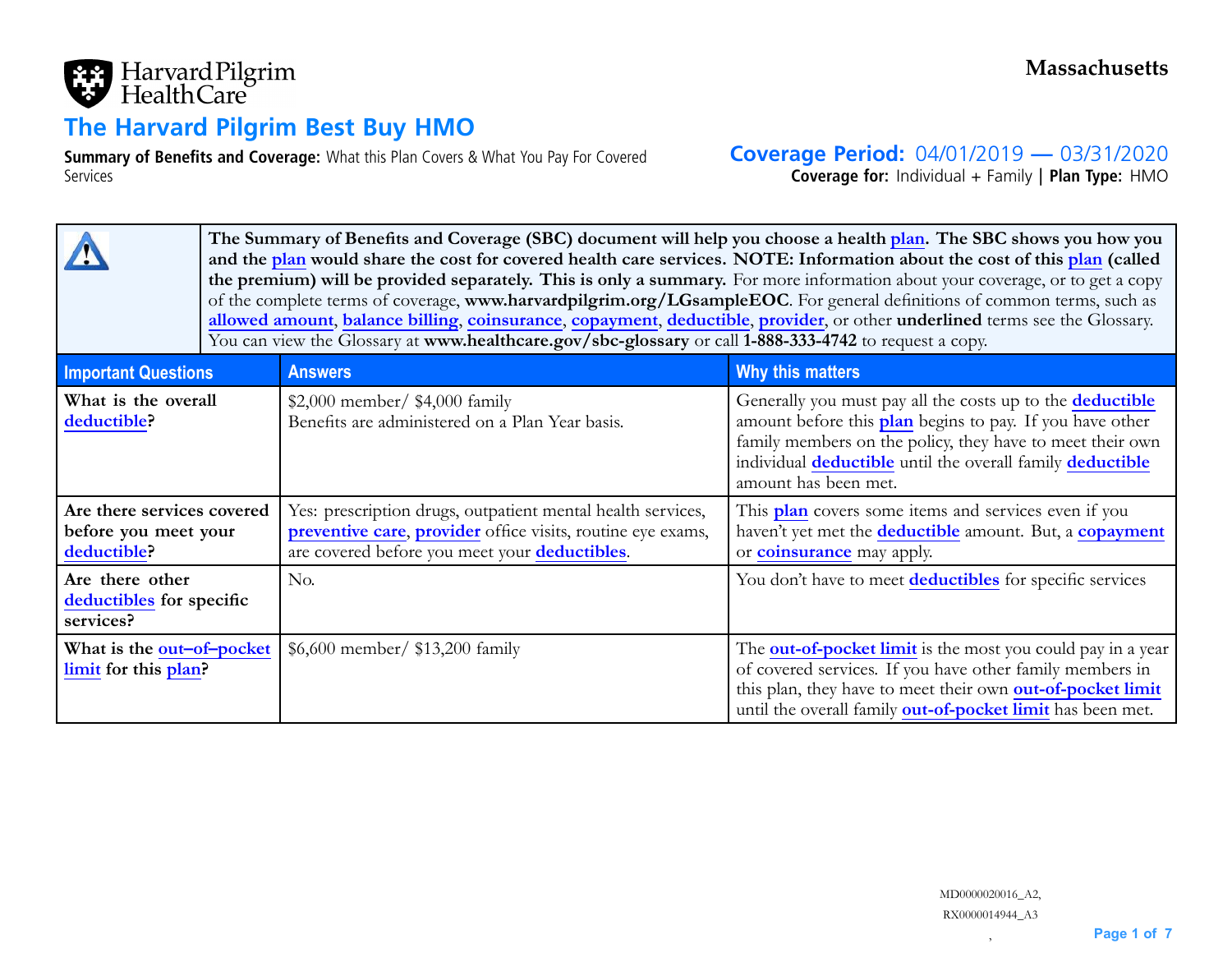Harvard Pilgrim Health Care

**Massachusetts**

# The Harvard Pilgrim Best Buy HMO

**Summary of Benefits and Coverage:** What this Plan Covers & What You Pay For Covered Services

**Coverage Period:** 04/01/2019 — 03/31/2020
**Coverage for:** Individual + Family | **Plan Type:** HMO

**The Summary of Benefits and Coverage (SBC) document will help you choose a health plan. The SBC shows you how you and the plan would share the cost for covered health care services. NOTE: Information about the cost of this plan (called the premium) will be provided separately. This is only a summary.** For more information about your coverage, or to get a copy of the complete terms of coverage, **www.harvardpilgrim.org/LGsampleEOC**. For general definitions of common terms, such as **allowed amount**, **balance billing**, **coinsurance**, **copayment**, **deductible**, **provider**, or other **underlined** terms see the Glossary. You can view the Glossary at **www.healthcare.gov/sbc-glossary** or call **1-888-333-4742** to request a copy.

| Important Questions | Answers | Why this matters |
|---|---|---|
| **What is the overall deductible?** | $2,000 member/ $4,000 family<br>Benefits are administered on a Plan Year basis. | Generally you must pay all the costs up to the **deductible** amount before this **plan** begins to pay. If you have other family members on the policy, they have to meet their own individual **deductible** until the overall family **deductible** amount has been met. |
| **Are there services covered before you meet your deductible?** | Yes: prescription drugs, outpatient mental health services, **preventive care**, **provider** office visits, routine eye exams, are covered before you meet your **deductibles**. | This **plan** covers some items and services even if you haven't yet met the **deductible** amount. But, a **copayment** or **coinsurance** may apply. |
| **Are there other deductibles for specific services?** | No. | You don't have to meet **deductibles** for specific services |
| **What is the out–of–pocket limit for this plan?** | $6,600 member/ $13,200 family | The **out-of-pocket limit** is the most you could pay in a year of covered services. If you have other family members in this plan, they have to meet their own **out-of-pocket limit** until the overall family **out-of-pocket limit** has been met. |

MD0000020016_A2,
RX0000014944_A3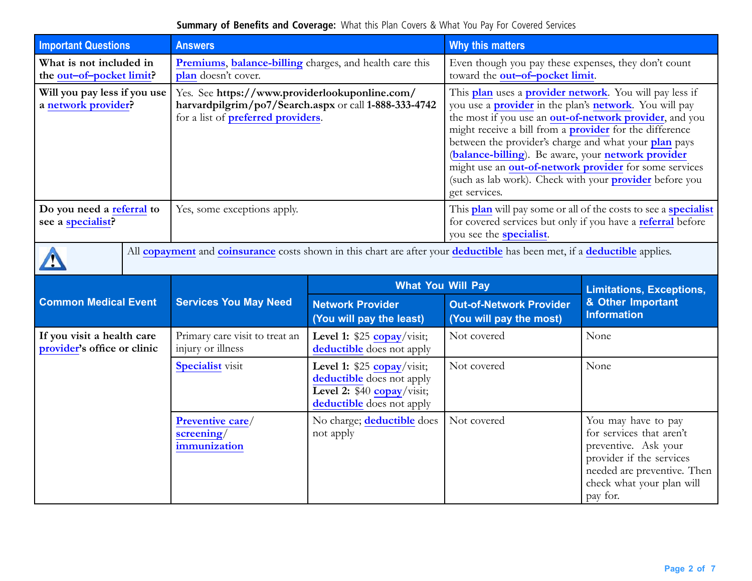**Summary of Benefits and Coverage:** What this Plan Covers & What You Pay For Covered Services

| Important Questions | Answers | Why this matters |
|---|---|---|
| **What is not included in the out–of–pocket limit?** | Premiums, balance-billing charges, and health care this plan doesn't cover. | Even though you pay these expenses, they don't count toward the out–of–pocket limit. |
| **Will you pay less if you use a network provider?** | Yes. See **https://www.providerlookuponline.com/harvardpilgrim/po7/Search.aspx** or call **1-888-333-4742** for a list of preferred providers. | This plan uses a provider network. You will pay less if you use a provider in the plan's network. You will pay the most if you use an out-of-network provider, and you might receive a bill from a provider for the difference between the provider's charge and what your plan pays (balance-billing). Be aware, your network provider might use an out-of-network provider for some services (such as lab work). Check with your provider before you get services. |
| **Do you need a referral to see a specialist?** | Yes, some exceptions apply. | This plan will pay some or all of the costs to see a specialist for covered services but only if you have a referral before you see the specialist. |

All copayment and coinsurance costs shown in this chart are after your deductible has been met, if a deductible applies.

| Common Medical Event | Services You May Need | What You Will Pay | | Limitations, Exceptions, & Other Important Information |
|---|---|---|---|---|
| | | Network Provider (You will pay the least) | Out-of-Network Provider (You will pay the most) | |
| **If you visit a health care provider's office or clinic** | Primary care visit to treat an injury or illness | **Level 1:** $25 copay/visit; deductible does not apply | Not covered | None |
| | Specialist visit | **Level 1:** $25 copay/visit; deductible does not apply **Level 2:** $40 copay/visit; deductible does not apply | Not covered | None |
| | Preventive care/ screening/ immunization | No charge; deductible does not apply | Not covered | You may have to pay for services that aren't preventive. Ask your provider if the services needed are preventive. Then check what your plan will pay for. |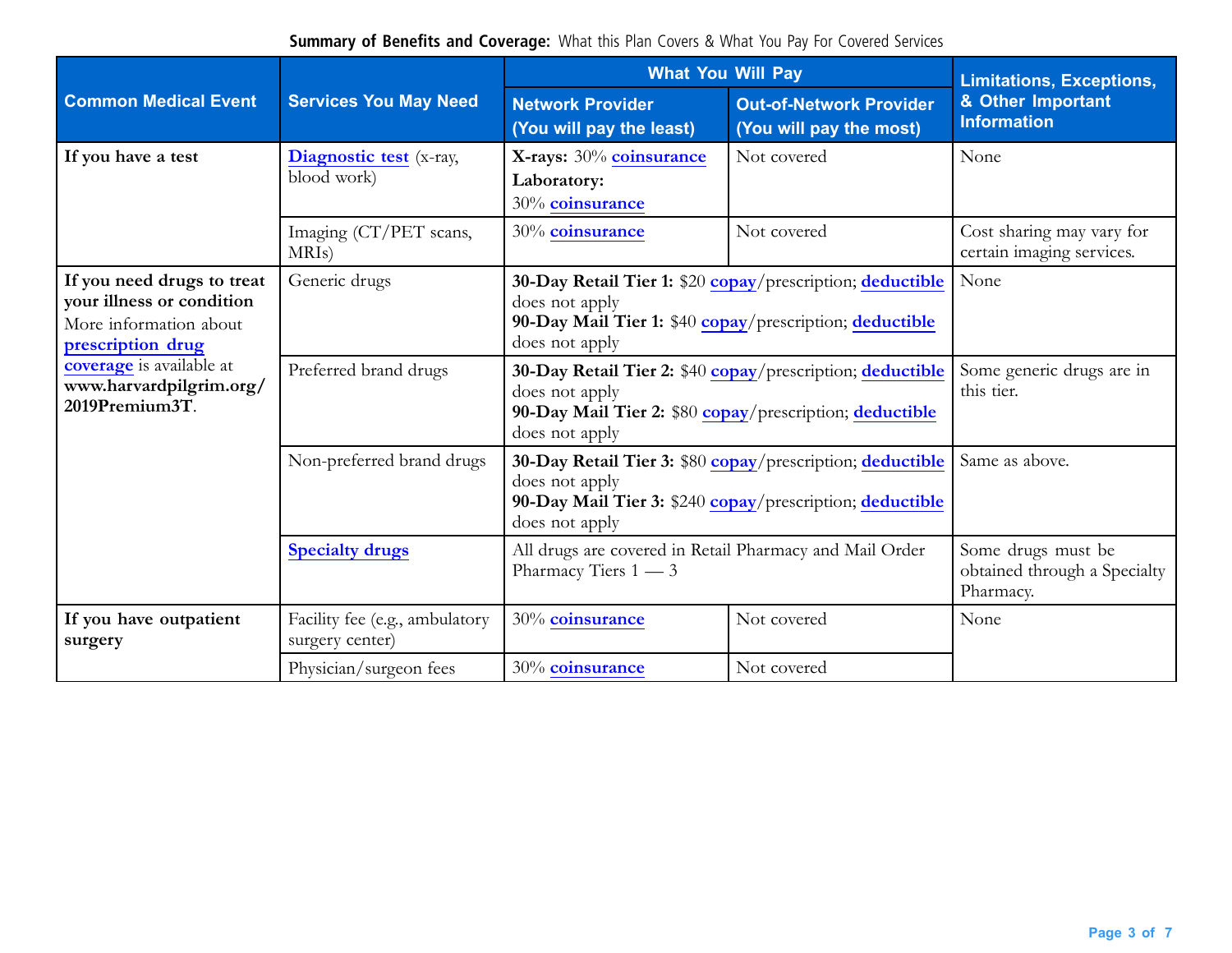**Summary of Benefits and Coverage:** What this Plan Covers & What You Pay For Covered Services

| Common Medical Event | Services You May Need | What You Will Pay | | Limitations, Exceptions, & Other Important Information |
|---|---|---|---|---|
| | | **Network Provider (You will pay the least)** | **Out-of-Network Provider (You will pay the most)** | |
| **If you have a test** | Diagnostic test (x-ray, blood work) | **X-rays:** 30% coinsurance **Laboratory:** 30% coinsurance | Not covered | None |
| | Imaging (CT/PET scans, MRIs) | 30% coinsurance | Not covered | Cost sharing may vary for certain imaging services. |
| **If you need drugs to treat your illness or condition** More information about prescription drug coverage is available at **www.harvardpilgrim.org/2019Premium3T**. | Generic drugs | **30-Day Retail Tier 1:** $20 copay/prescription; deductible does not apply **90-Day Mail Tier 1:** $40 copay/prescription; deductible does not apply | | None |
| | Preferred brand drugs | **30-Day Retail Tier 2:** $40 copay/prescription; deductible does not apply **90-Day Mail Tier 2:** $80 copay/prescription; deductible does not apply | | Some generic drugs are in this tier. |
| | Non-preferred brand drugs | **30-Day Retail Tier 3:** $80 copay/prescription; deductible does not apply **90-Day Mail Tier 3:** $240 copay/prescription; deductible does not apply | | Same as above. |
| | Specialty drugs | All drugs are covered in Retail Pharmacy and Mail Order Pharmacy Tiers 1 — 3 | | Some drugs must be obtained through a Specialty Pharmacy. |
| **If you have outpatient surgery** | Facility fee (e.g., ambulatory surgery center) | 30% coinsurance | Not covered | None |
| | Physician/surgeon fees | 30% coinsurance | Not covered | |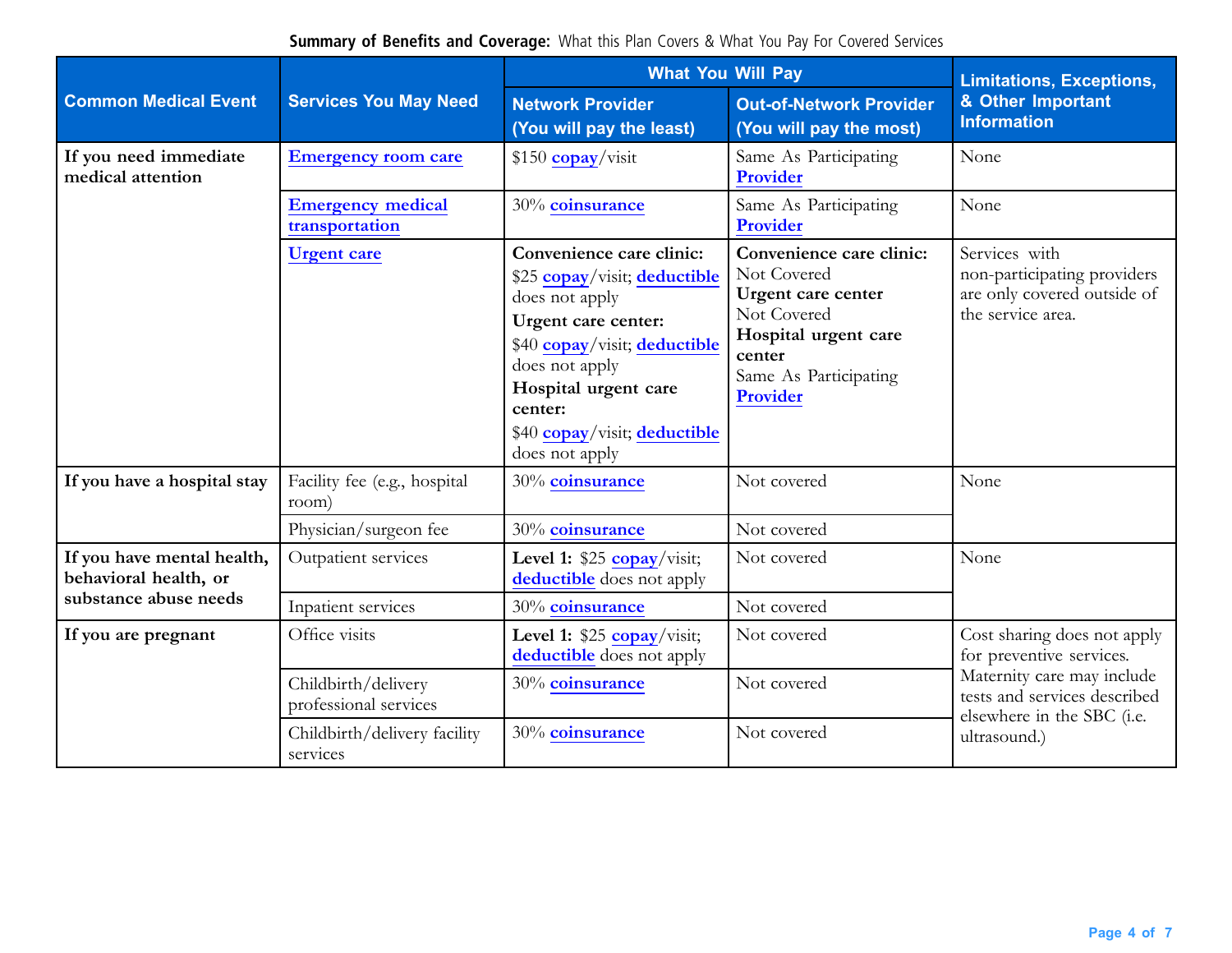**Summary of Benefits and Coverage:** What this Plan Covers & What You Pay For Covered Services

| Common Medical Event | Services You May Need | What You Will Pay | | Limitations, Exceptions, & Other Important Information |
|---|---|---|---|---|
| | | **Network Provider (You will pay the least)** | **Out-of-Network Provider (You will pay the most)** | |
| **If you need immediate medical attention** | **Emergency room care** | $150 **copay**/visit | Same As Participating **Provider** | None |
| | **Emergency medical transportation** | 30% **coinsurance** | Same As Participating **Provider** | None |
| | **Urgent care** | **Convenience care clinic:** $25 **copay**/visit; **deductible** does not apply **Urgent care center:** $40 **copay**/visit; **deductible** does not apply **Hospital urgent care center:** $40 **copay**/visit; **deductible** does not apply | **Convenience care clinic:** Not Covered **Urgent care center** Not Covered **Hospital urgent care center** Same As Participating **Provider** | Services with non-participating providers are only covered outside of the service area. |
| **If you have a hospital stay** | Facility fee (e.g., hospital room) | 30% **coinsurance** | Not covered | None |
| | Physician/surgeon fee | 30% **coinsurance** | Not covered | |
| **If you have mental health, behavioral health, or substance abuse needs** | Outpatient services | **Level 1:** $25 **copay**/visit; **deductible** does not apply | Not covered | None |
| | Inpatient services | 30% **coinsurance** | Not covered | |
| **If you are pregnant** | Office visits | **Level 1:** $25 **copay**/visit; **deductible** does not apply | Not covered | Cost sharing does not apply for preventive services. Maternity care may include tests and services described elsewhere in the SBC (i.e. ultrasound.) |
| | Childbirth/delivery professional services | 30% **coinsurance** | Not covered | |
| | Childbirth/delivery facility services | 30% **coinsurance** | Not covered | |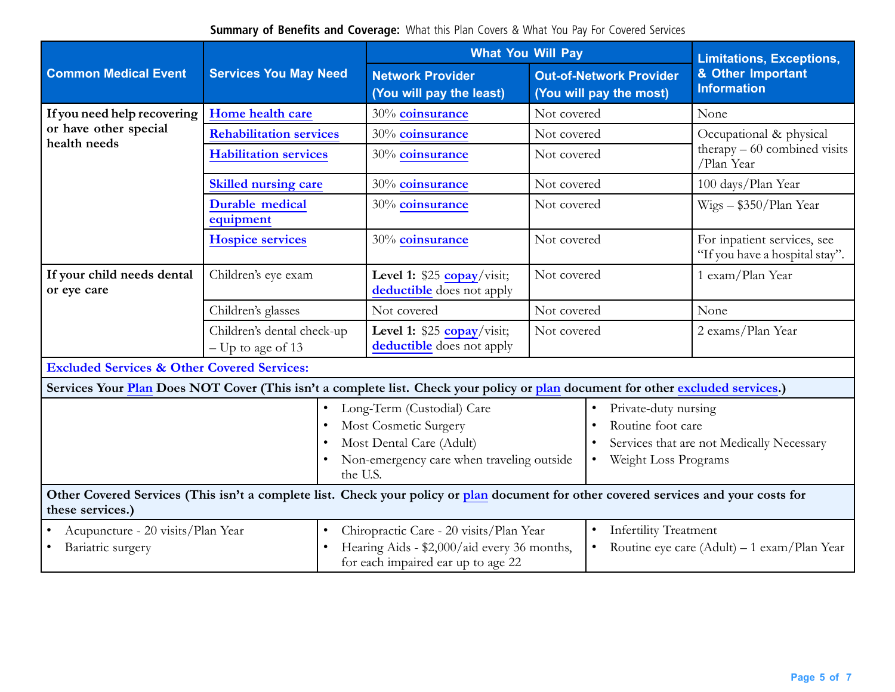**Summary of Benefits and Coverage:** What this Plan Covers & What You Pay For Covered Services

| Common Medical Event | Services You May Need | What You Will Pay | | Limitations, Exceptions, & Other Important Information |
|---|---|---|---|---|
| | | Network Provider (You will pay the least) | Out-of-Network Provider (You will pay the most) | |
| If you need help recovering or have other special health needs | Home health care | 30% coinsurance | Not covered | None |
| | Rehabilitation services | 30% coinsurance | Not covered | Occupational & physical therapy – 60 combined visits /Plan Year |
| | Habilitation services | 30% coinsurance | Not covered | |
| | Skilled nursing care | 30% coinsurance | Not covered | 100 days/Plan Year |
| | Durable medical equipment | 30% coinsurance | Not covered | Wigs – $350/Plan Year |
| | Hospice services | 30% coinsurance | Not covered | For inpatient services, see "If you have a hospital stay". |
| If your child needs dental or eye care | Children's eye exam | **Level 1:** $25 copay/visit; deductible does not apply | Not covered | 1 exam/Plan Year |
| | Children's glasses | Not covered | Not covered | None |
| | Children's dental check-up – Up to age of 13 | **Level 1:** $25 copay/visit; deductible does not apply | Not covered | 2 exams/Plan Year |

**Excluded Services & Other Covered Services:**

**Services Your Plan Does NOT Cover (This isn't a complete list. Check your policy or plan document for other excluded services.)**

- Long-Term (Custodial) Care
- Most Cosmetic Surgery
- Most Dental Care (Adult)
- Non-emergency care when traveling outside the U.S.
- Private-duty nursing
- Routine foot care
- Services that are not Medically Necessary
- Weight Loss Programs

**Other Covered Services (This isn't a complete list. Check your policy or plan document for other covered services and your costs for these services.)**

- Acupuncture - 20 visits/Plan Year
- Bariatric surgery
- Chiropractic Care - 20 visits/Plan Year
- Hearing Aids - $2,000/aid every 36 months, for each impaired ear up to age 22
- Infertility Treatment
- Routine eye care (Adult) – 1 exam/Plan Year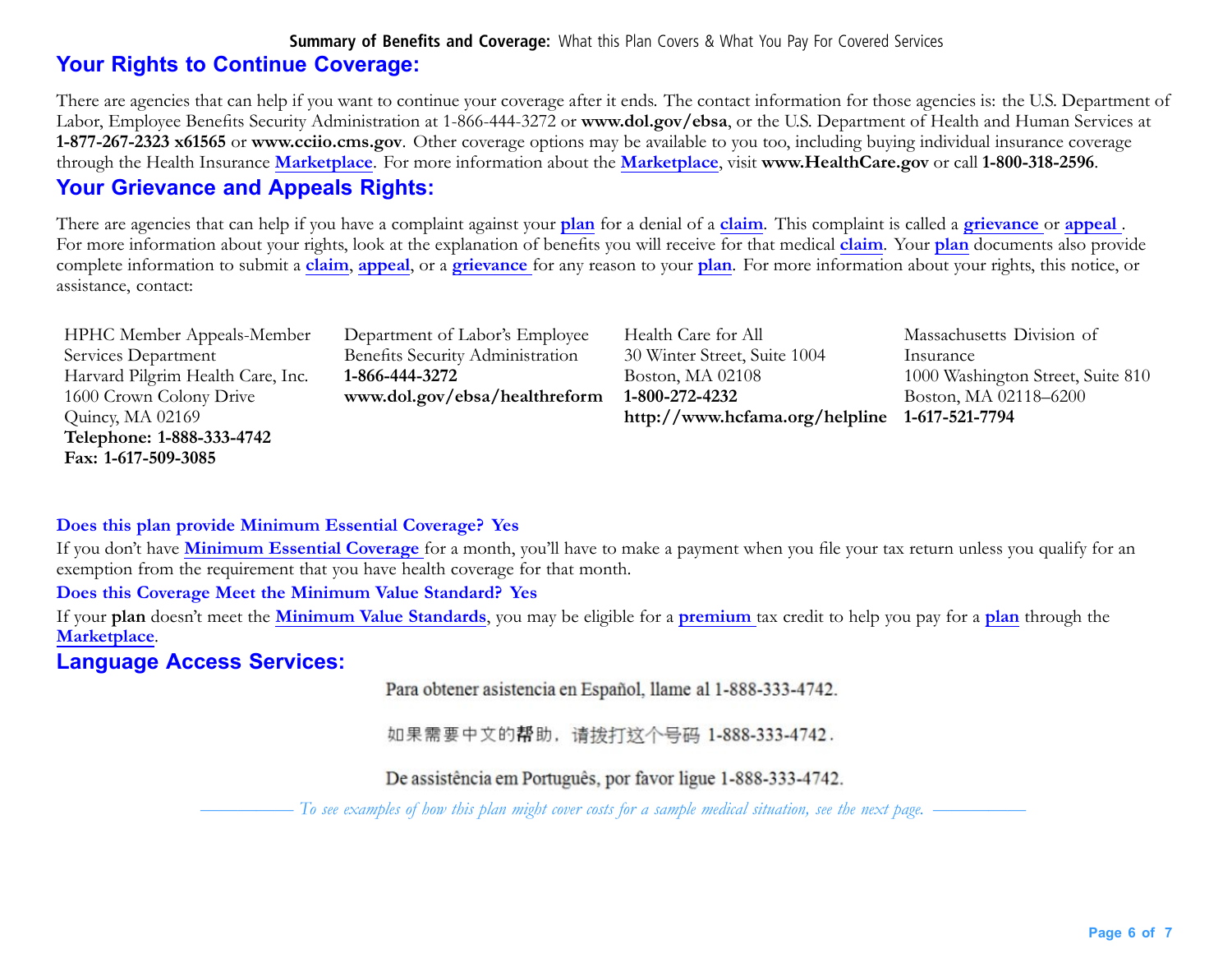## Your Rights to Continue Coverage:

There are agencies that can help if you want to continue your coverage after it ends. The contact information for those agencies is: the U.S. Department of Labor, Employee Benefits Security Administration at 1-866-444-3272 or **www.dol.gov/ebsa**, or the U.S. Department of Health and Human Services at **1-877-267-2323 x61565** or **www.cciio.cms.gov**. Other coverage options may be available to you too, including buying individual insurance coverage through the Health Insurance **Marketplace**. For more information about the **Marketplace**, visit **www.HealthCare.gov** or call **1-800-318-2596**.

## Your Grievance and Appeals Rights:

There are agencies that can help if you have a complaint against your **plan** for a denial of a **claim**. This complaint is called a **grievance** or **appeal**. For more information about your rights, look at the explanation of benefits you will receive for that medical **claim**. Your **plan** documents also provide complete information to submit a **claim**, **appeal**, or a **grievance** for any reason to your **plan**. For more information about your rights, this notice, or assistance, contact:

HPHC Member Appeals-Member Services Department
Harvard Pilgrim Health Care, Inc.
1600 Crown Colony Drive
Quincy, MA 02169
**Telephone: 1-888-333-4742**
**Fax: 1-617-509-3085**

Department of Labor's Employee Benefits Security Administration
**1-866-444-3272**
**www.dol.gov/ebsa/healthreform**

Health Care for All
30 Winter Street, Suite 1004
Boston, MA 02108
**1-800-272-4232**
**http://www.hcfama.org/helpline**

Massachusetts Division of Insurance
1000 Washington Street, Suite 810
Boston, MA 02118–6200
**1-617-521-7794**

**Does this plan provide Minimum Essential Coverage? Yes**

If you don't have **Minimum Essential Coverage** for a month, you'll have to make a payment when you file your tax return unless you qualify for an exemption from the requirement that you have health coverage for that month.

**Does this Coverage Meet the Minimum Value Standard? Yes**

If your **plan** doesn't meet the **Minimum Value Standards**, you may be eligible for a **premium** tax credit to help you pay for a **plan** through the **Marketplace**.

## Language Access Services:

Para obtener asistencia en Español, llame al 1-888-333-4742.

如果需要中文的帮助，请拨打这个号码 1-888-333-4742.

De assistência em Português, por favor ligue 1-888-333-4742.

*To see examples of how this plan might cover costs for a sample medical situation, see the next page.*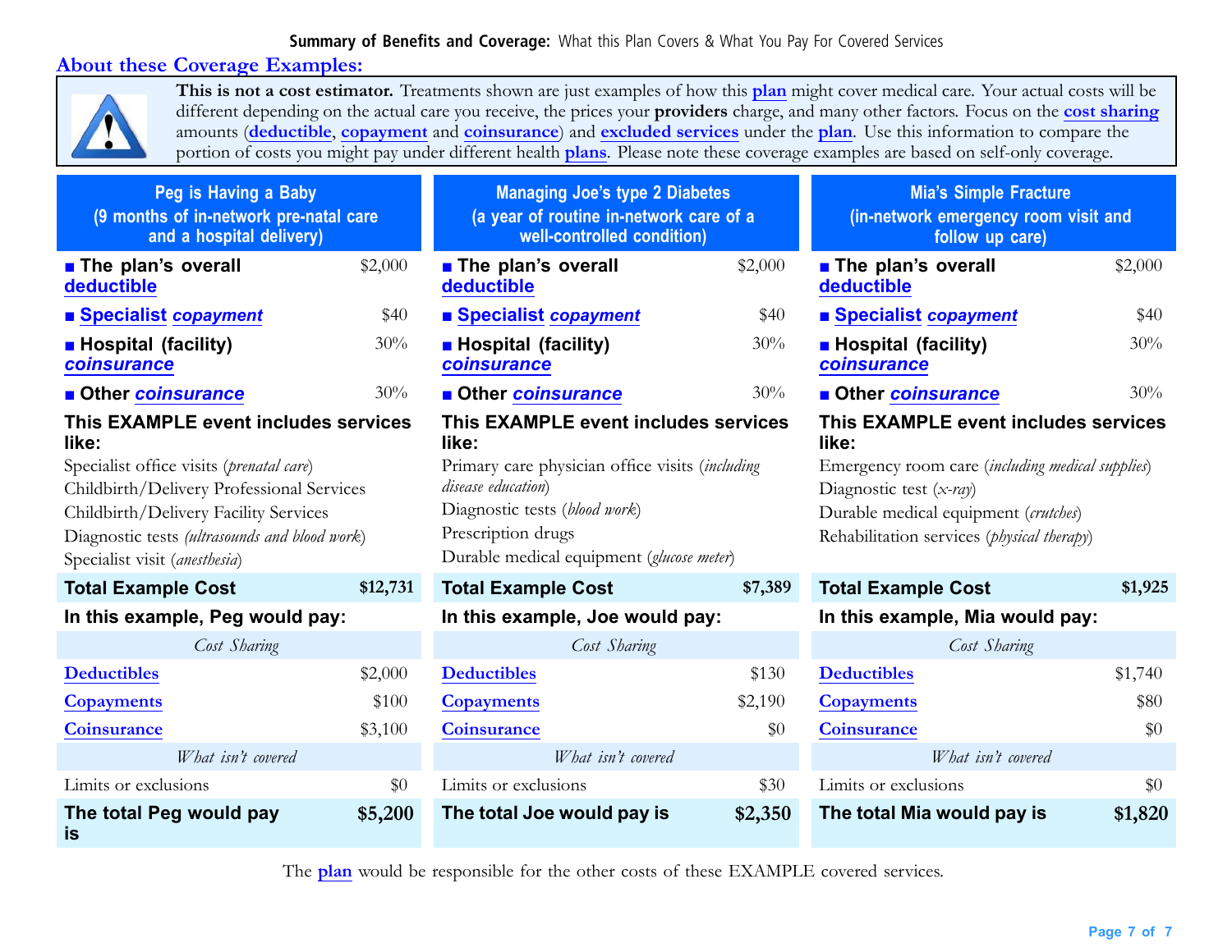**Summary of Benefits and Coverage:** What this Plan Covers & What You Pay For Covered Services

## About these Coverage Examples:

**This is not a cost estimator.** Treatments shown are just examples of how this **plan** might cover medical care. Your actual costs will be different depending on the actual care you receive, the prices your **providers** charge, and many other factors. Focus on the **cost sharing** amounts (**deductible**, **copayment** and **coinsurance**) and **excluded services** under the **plan**. Use this information to compare the portion of costs you might pay under different health **plans**. Please note these coverage examples are based on self-only coverage.

### Peg is Having a Baby (9 months of in-network pre-natal care and a hospital delivery)

| | |
|---|---|
| ■ **The plan's overall deductible** | $2,000 |
| ■ **Specialist *copayment*** | $40 |
| ■ **Hospital (facility) *coinsurance*** | 30% |
| ■ **Other *coinsurance*** | 30% |

**This EXAMPLE event includes services like:**

Specialist office visits (*prenatal care*)
Childbirth/Delivery Professional Services
Childbirth/Delivery Facility Services
Diagnostic tests (*ultrasounds and blood work*)
Specialist visit (*anesthesia*)

| **Total Example Cost** | **$12,731** |
|---|---|
| **In this example, Peg would pay:** | |
| *Cost Sharing* | |
| Deductibles | $2,000 |
| Copayments | $100 |
| Coinsurance | $3,100 |
| *What isn't covered* | |
| Limits or exclusions | $0 |
| **The total Peg would pay is** | **$5,200** |

### Managing Joe's type 2 Diabetes (a year of routine in-network care of a well-controlled condition)

| | |
|---|---|
| ■ **The plan's overall deductible** | $2,000 |
| ■ **Specialist *copayment*** | $40 |
| ■ **Hospital (facility) *coinsurance*** | 30% |
| ■ **Other *coinsurance*** | 30% |

**This EXAMPLE event includes services like:**

Primary care physician office visits (*including disease education*)
Diagnostic tests (*blood work*)
Prescription drugs
Durable medical equipment (*glucose meter*)

| **Total Example Cost** | **$7,389** |
|---|---|
| **In this example, Joe would pay:** | |
| *Cost Sharing* | |
| Deductibles | $130 |
| Copayments | $2,190 |
| Coinsurance | $0 |
| *What isn't covered* | |
| Limits or exclusions | $30 |
| **The total Joe would pay is** | **$2,350** |

### Mia's Simple Fracture (in-network emergency room visit and follow up care)

| | |
|---|---|
| ■ **The plan's overall deductible** | $2,000 |
| ■ **Specialist *copayment*** | $40 |
| ■ **Hospital (facility) *coinsurance*** | 30% |
| ■ **Other *coinsurance*** | 30% |

**This EXAMPLE event includes services like:**

Emergency room care (*including medical supplies*)
Diagnostic test (*x-ray*)
Durable medical equipment (*crutches*)
Rehabilitation services (*physical therapy*)

| **Total Example Cost** | **$1,925** |
|---|---|
| **In this example, Mia would pay:** | |
| *Cost Sharing* | |
| Deductibles | $1,740 |
| Copayments | $80 |
| Coinsurance | $0 |
| *What isn't covered* | |
| Limits or exclusions | $0 |
| **The total Mia would pay is** | **$1,820** |

The **plan** would be responsible for the other costs of these EXAMPLE covered services.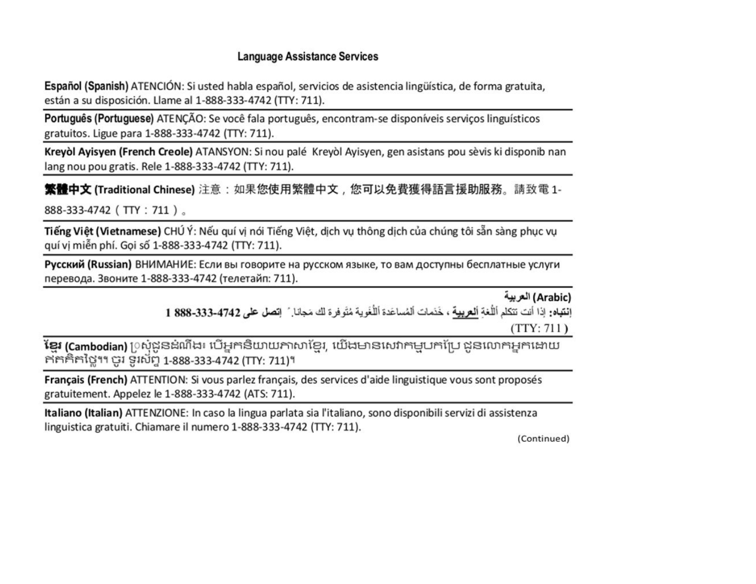## Language Assistance Services

**Español (Spanish)** ATENCIÓN: Si usted habla español, servicios de asistencia lingüística, de forma gratuita, están a su disposición. Llame al 1-888-333-4742 (TTY: 711).

**Português (Portuguese)** ATENÇÃO: Se você fala português, encontram-se disponíveis serviços linguísticos gratuitos. Ligue para 1-888-333-4742 (TTY: 711).

**Kreyòl Ayisyen (French Creole)** ATANSYON: Si nou palé Kreyòl Ayisyen, gen asistans pou sèvis ki disponib nan lang nou pou gratis. Rele 1-888-333-4742 (TTY: 711).

**繁體中文 (Traditional Chinese)** 注意：如果您使用繁體中文，您可以免費獲得語言援助服務。請致電 1-888-333-4742（TTY：711）。

**Tiếng Việt (Vietnamese)** CHÚ Ý: Nếu quí vị nói Tiếng Việt, dịch vụ thông dịch của chúng tôi sẵn sàng phục vụ quí vị miễn phí. Gọi số 1-888-333-4742 (TTY: 711).

**Русский (Russian)** ВНИМАНИЕ: Если вы говорите на русском языке, то вам доступны бесплатные услуги перевода. Звоните 1-888-333-4742 (телетайп: 711).

**العربية (Arabic)**
**إنتباه:** إذا أنت تتكلم اللُغةِ **العربية** ، خَدَمات المُساعَدة اللُغوية مُتَوفرة لك مَجانا. **إتصل على 4742-333-888 1**
(TTY: 711)

**ខ្មែរ (Cambodian)** ប្រសិនបើអ្នកនិយាយភាសាខ្មែរ, យើងមានសេវាកម្មបកប្រែ ជូនលោកអ្នកដោយឥតគិតថ្លៃ។ ចូរ ទូរស័ព្ទ 1-888-333-4742 (TTY: 711)។

**Français (French)** ATTENTION: Si vous parlez français, des services d'aide linguistique vous sont proposés gratuitement. Appelez le 1-888-333-4742 (ATS: 711).

**Italiano (Italian)** ATTENZIONE: In caso la lingua parlata sia l'italiano, sono disponibili servizi di assistenza linguistica gratuiti. Chiamare il numero 1-888-333-4742 (TTY: 711).

(Continued)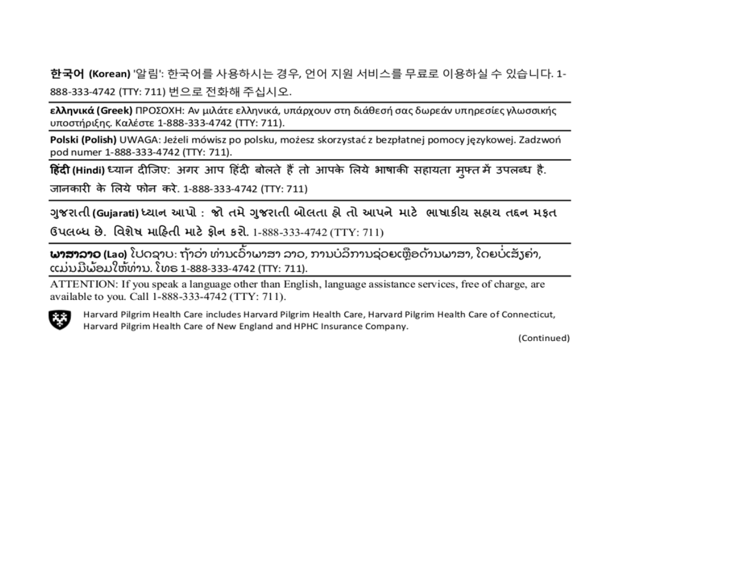**한국어 (Korean)** '알림': 한국어를 사용하시는 경우, 언어 지원 서비스를 무료로 이용하실 수 있습니다. 1-888-333-4742 (TTY: 711) 번으로 전화해 주십시오.

**ελληνικά (Greek)** ΠΡΟΣΟΧΗ: Αν μιλάτε ελληνικά, υπάρχουν στη διάθεσή σας δωρεάν υπηρεσίες γλωσσικής υποστήριξης. Καλέστε 1-888-333-4742 (TTY: 711).

**Polski (Polish)** UWAGA: Jeżeli mówisz po polsku, możesz skorzystać z bezpłatnej pomocy językowej. Zadzwoń pod numer 1-888-333-4742 (TTY: 711).

**हिंदी (Hindi)** ध्यान दीजिए: अगर आप हिंदी बोलते हैं तो आपके लिये भाषाकी सहायता मुफ्त में उपलब्ध है. जानकारी के लिये फोन करे. 1-888-333-4742 (TTY: 711)

**ગુજરાતી (Gujarati)** ધ્યાન આપો : જો તમે ગુજરાતી બોલતા હો તો આપને માટે ભાષાકીય સહાય તદ્દન મફત ઉપલબ્ધ છે. વિશેષ માહિતી માટે ફોન કરો. 1-888-333-4742 (TTY: 711)

**ພາສາລາວ (Lao)** ໂປດຊາບ: ຖ້າວ່າ ທ່ານເວົ້າພາສາ ລາວ, ການບໍລິການຊ່ວຍເຫຼືອດ້ານພາສາ, ໂດຍບໍ່ເສັຽຄ່າ, ແມ່ນມີພ້ອມໃຫ້ທ່ານ. ໂທຣ 1-888-333-4742 (TTY: 711).

ATTENTION: If you speak a language other than English, language assistance services, free of charge, are available to you. Call 1-888-333-4742 (TTY: 711).

Harvard Pilgrim Health Care includes Harvard Pilgrim Health Care, Harvard Pilgrim Health Care of Connecticut, Harvard Pilgrim Health Care of New England and HPHC Insurance Company.

(Continued)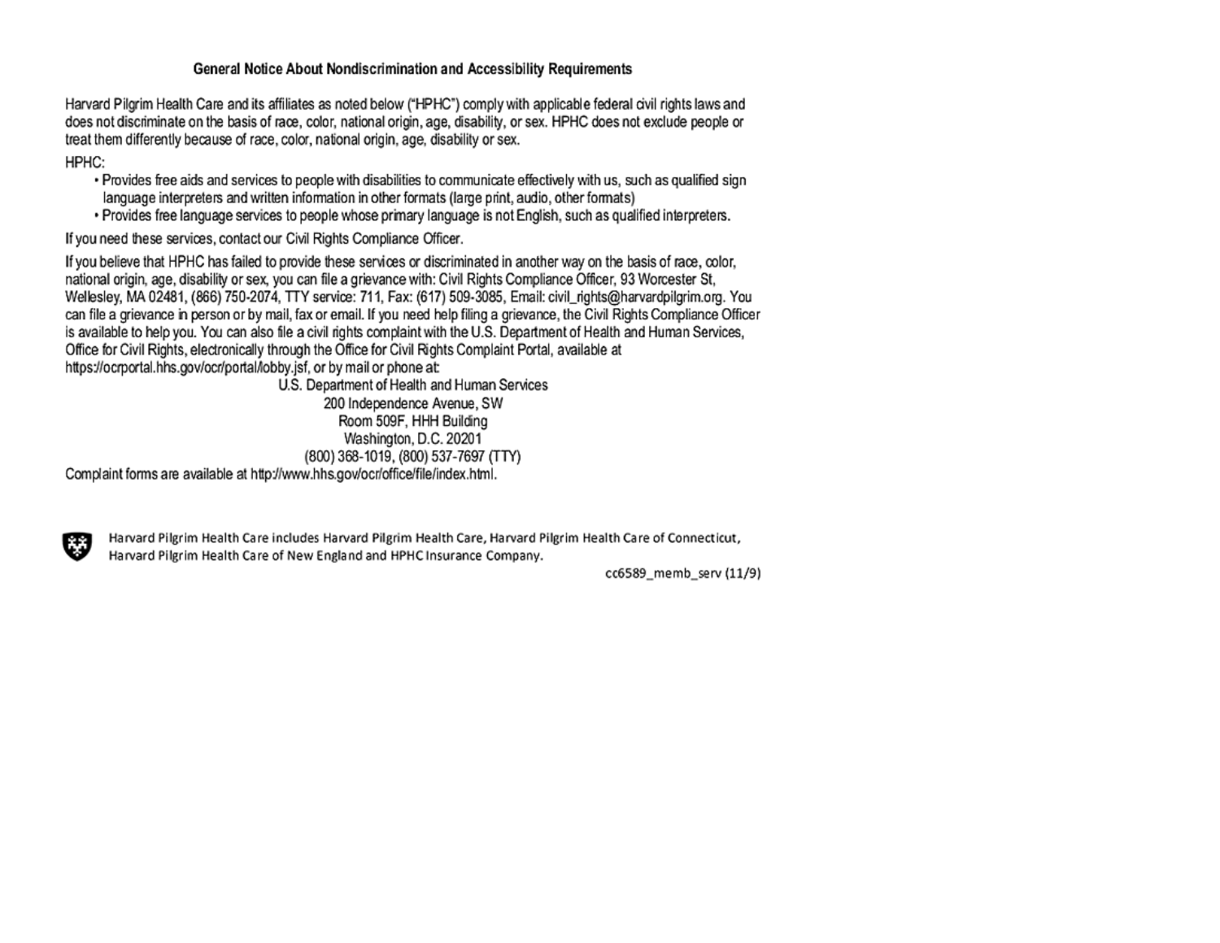## General Notice About Nondiscrimination and Accessibility Requirements

Harvard Pilgrim Health Care and its affiliates as noted below ("HPHC") comply with applicable federal civil rights laws and does not discriminate on the basis of race, color, national origin, age, disability, or sex. HPHC does not exclude people or treat them differently because of race, color, national origin, age, disability or sex.

HPHC:

- Provides free aids and services to people with disabilities to communicate effectively with us, such as qualified sign language interpreters and written information in other formats (large print, audio, other formats)
- Provides free language services to people whose primary language is not English, such as qualified interpreters.

If you need these services, contact our Civil Rights Compliance Officer.

If you believe that HPHC has failed to provide these services or discriminated in another way on the basis of race, color, national origin, age, disability or sex, you can file a grievance with: Civil Rights Compliance Officer, 93 Worcester St, Wellesley, MA 02481, (866) 750-2074, TTY service: 711, Fax: (617) 509-3085, Email: civil_rights@harvardpilgrim.org. You can file a grievance in person or by mail, fax or email. If you need help filing a grievance, the Civil Rights Compliance Officer is available to help you. You can also file a civil rights complaint with the U.S. Department of Health and Human Services, Office for Civil Rights, electronically through the Office for Civil Rights Complaint Portal, available at https://ocrportal.hhs.gov/ocr/portal/lobby.jsf, or by mail or phone at:

U.S. Department of Health and Human Services
200 Independence Avenue, SW
Room 509F, HHH Building
Washington, D.C. 20201
(800) 368-1019, (800) 537-7697 (TTY)

Complaint forms are available at http://www.hhs.gov/ocr/office/file/index.html.

Harvard Pilgrim Health Care includes Harvard Pilgrim Health Care, Harvard Pilgrim Health Care of Connecticut, Harvard Pilgrim Health Care of New England and HPHC Insurance Company.

cc6589_memb_serv (11/9)